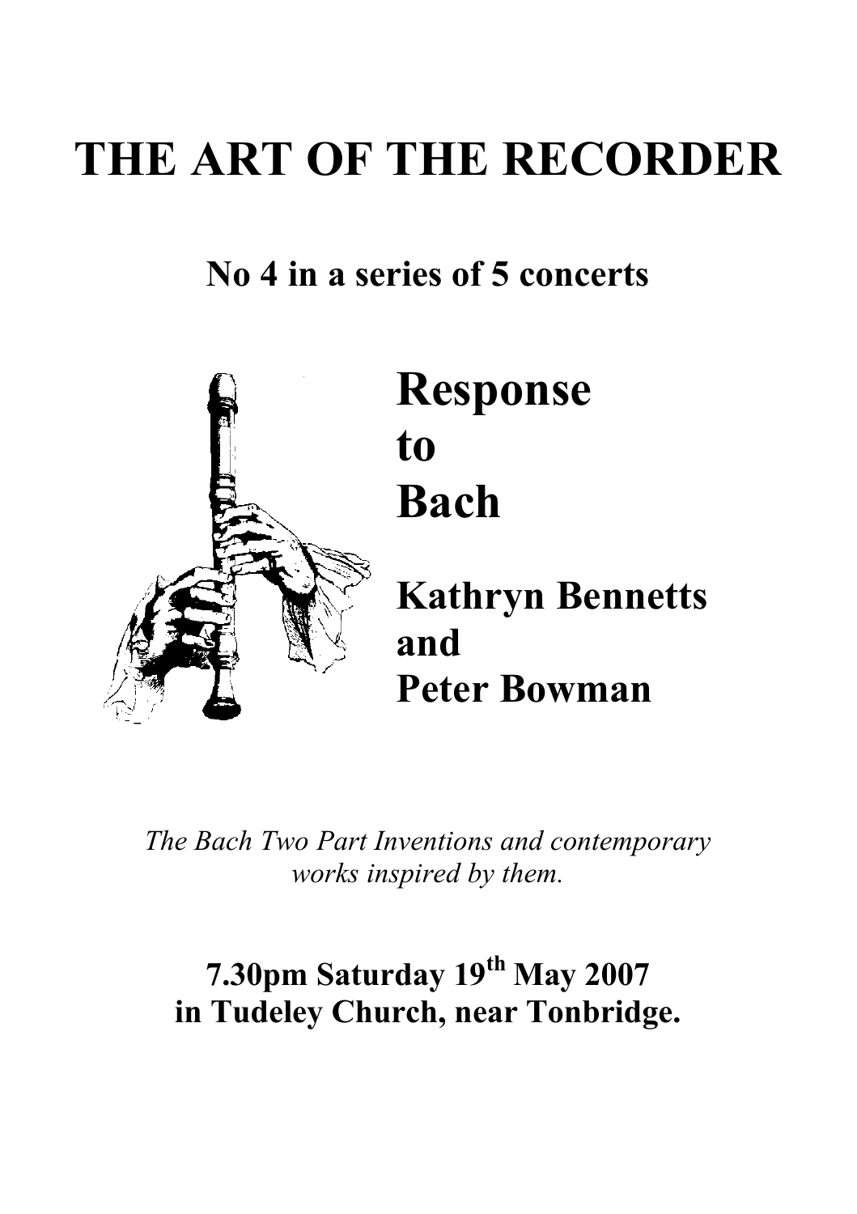# THE ART OF THE RECORDER

## No 4 in a series of 5 concerts

## Response to Bach

## Kathryn Bennetts and Peter Bowman

*The Bach Two Part Inventions and contemporary works inspired by them.*

**7.30pm Saturday 19th May 2007**
**in Tudeley Church, near Tonbridge.**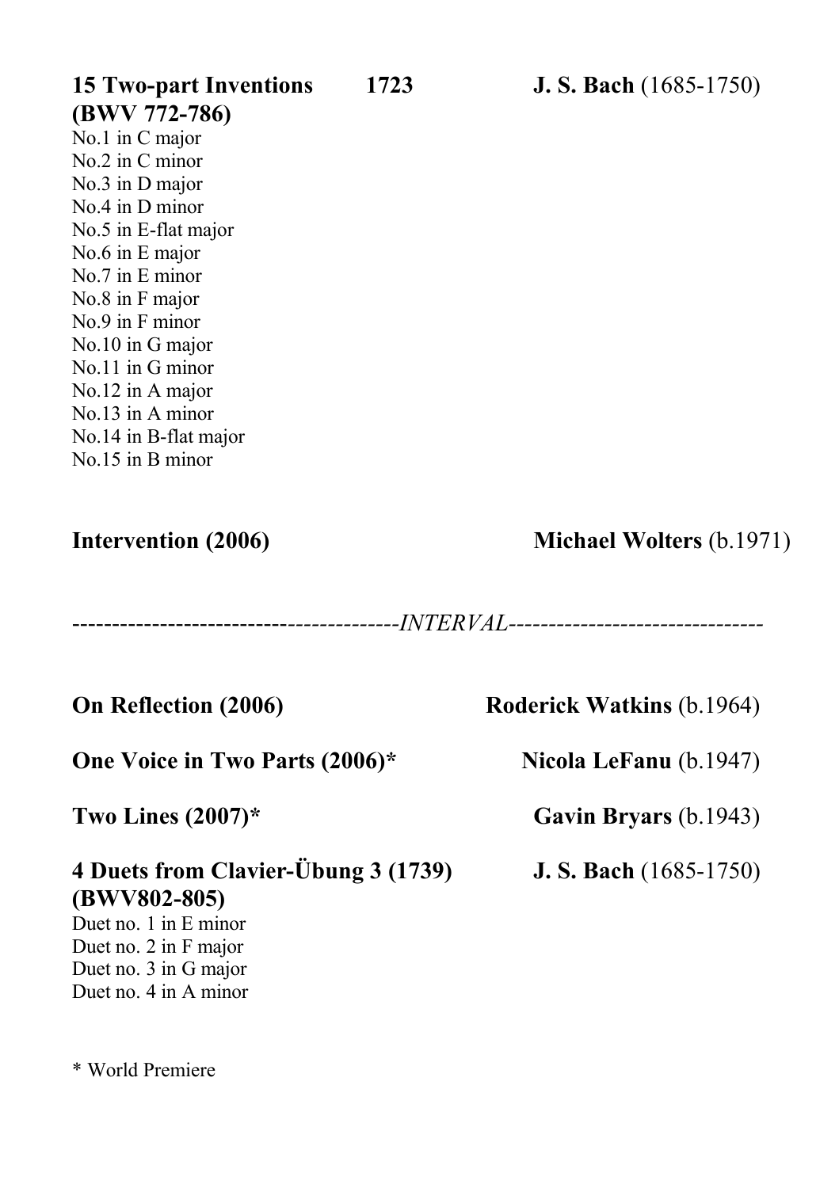**15 Two-part Inventions** **1723** **J. S. Bach** (1685-1750)
**(BWV 772-786)**

No.1 in C major
No.2 in C minor
No.3 in D major
No.4 in D minor
No.5 in E-flat major
No.6 in E major
No.7 in E minor
No.8 in F major
No.9 in F minor
No.10 in G major
No.11 in G minor
No.12 in A major
No.13 in A minor
No.14 in B-flat major
No.15 in B minor

**Intervention (2006)** **Michael Wolters** (b.1971)

----------------------------------------*INTERVAL*--------------------------------

**On Reflection (2006)** **Roderick Watkins** (b.1964)

**One Voice in Two Parts (2006)*** **Nicola LeFanu** (b.1947)

**Two Lines (2007)*** **Gavin Bryars** (b.1943)

**4 Duets from Clavier-Übung 3 (1739)** **J. S. Bach** (1685-1750)
**(BWV802-805)**

Duet no. 1 in E minor
Duet no. 2 in F major
Duet no. 3 in G major
Duet no. 4 in A minor

* World Premiere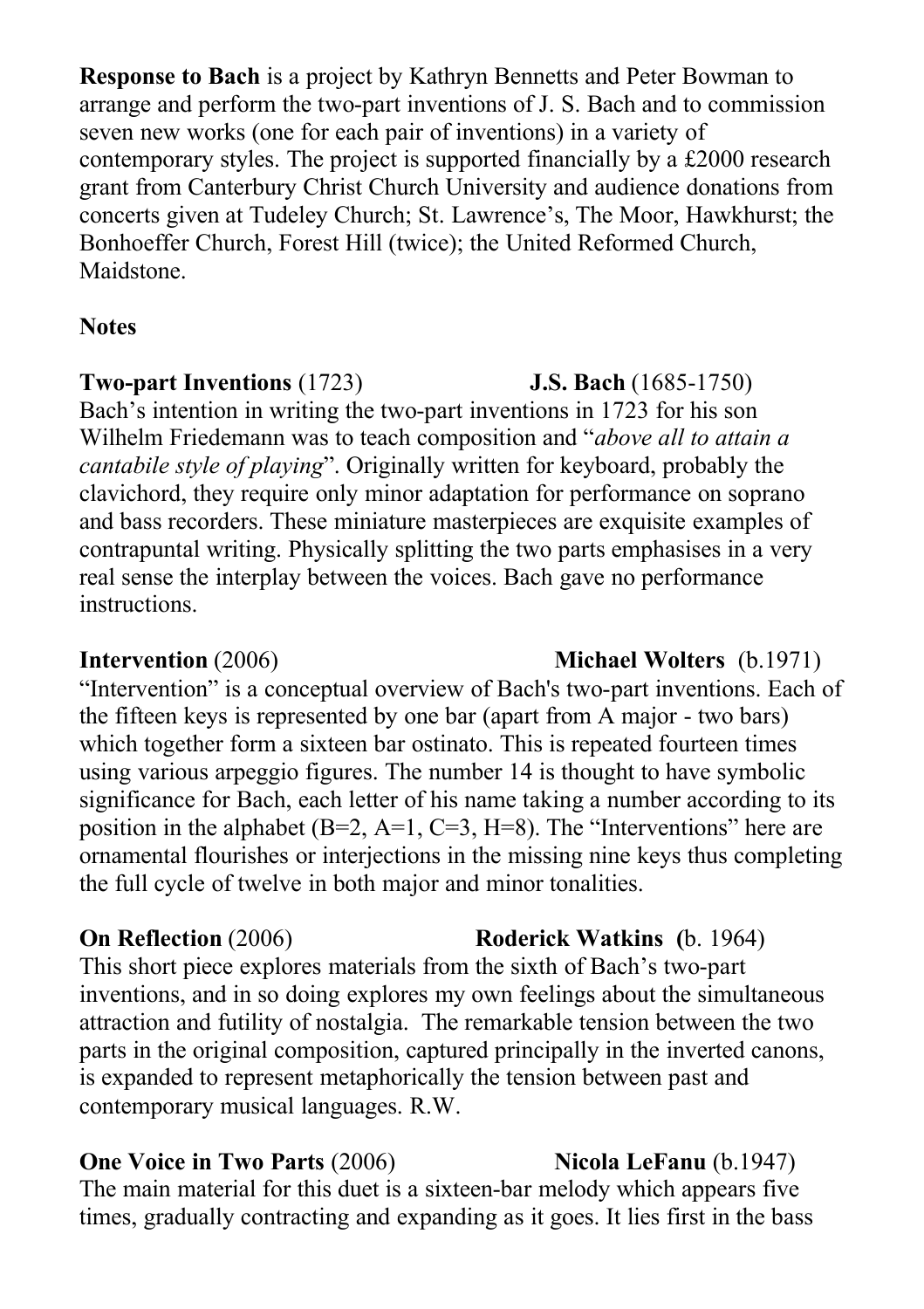**Response to Bach** is a project by Kathryn Bennetts and Peter Bowman to arrange and perform the two-part inventions of J. S. Bach and to commission seven new works (one for each pair of inventions) in a variety of contemporary styles. The project is supported financially by a £2000 research grant from Canterbury Christ Church University and audience donations from concerts given at Tudeley Church; St. Lawrence's, The Moor, Hawkhurst; the Bonhoeffer Church, Forest Hill (twice); the United Reformed Church, Maidstone.

## Notes

**Two-part Inventions** (1723) **J.S. Bach** (1685-1750)

Bach's intention in writing the two-part inventions in 1723 for his son Wilhelm Friedemann was to teach composition and "*above all to attain a cantabile style of playing*". Originally written for keyboard, probably the clavichord, they require only minor adaptation for performance on soprano and bass recorders. These miniature masterpieces are exquisite examples of contrapuntal writing. Physically splitting the two parts emphasises in a very real sense the interplay between the voices. Bach gave no performance instructions.

**Intervention** (2006) **Michael Wolters** (b.1971)

"Intervention" is a conceptual overview of Bach's two-part inventions. Each of the fifteen keys is represented by one bar (apart from A major - two bars) which together form a sixteen bar ostinato. This is repeated fourteen times using various arpeggio figures. The number 14 is thought to have symbolic significance for Bach, each letter of his name taking a number according to its position in the alphabet (B=2, A=1, C=3, H=8). The "Interventions" here are ornamental flourishes or interjections in the missing nine keys thus completing the full cycle of twelve in both major and minor tonalities.

**On Reflection** (2006) **Roderick Watkins (**b. 1964)

This short piece explores materials from the sixth of Bach's two-part inventions, and in so doing explores my own feelings about the simultaneous attraction and futility of nostalgia. The remarkable tension between the two parts in the original composition, captured principally in the inverted canons, is expanded to represent metaphorically the tension between past and contemporary musical languages. R.W.

**One Voice in Two Parts** (2006) **Nicola LeFanu** (b.1947)

The main material for this duet is a sixteen-bar melody which appears five times, gradually contracting and expanding as it goes. It lies first in the bass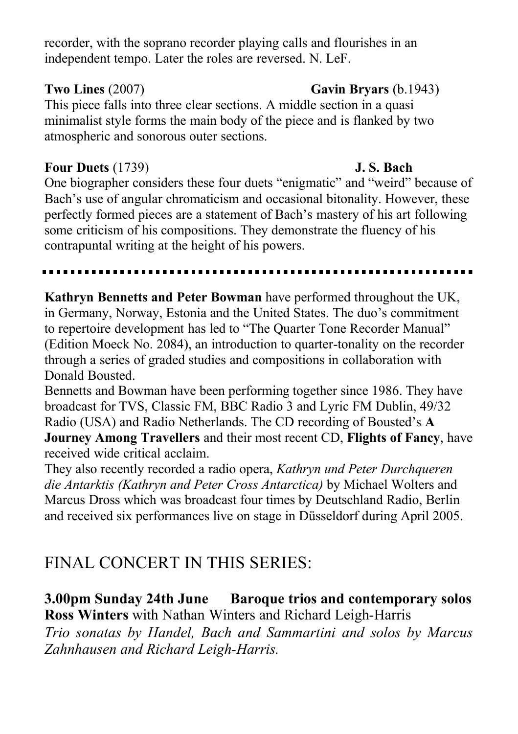recorder, with the soprano recorder playing calls and flourishes in an independent tempo. Later the roles are reversed. N. LeF.

**Two Lines** (2007) **Gavin Bryars** (b.1943)

This piece falls into three clear sections. A middle section in a quasi minimalist style forms the main body of the piece and is flanked by two atmospheric and sonorous outer sections.

**Four Duets** (1739) **J. S. Bach**

One biographer considers these four duets "enigmatic" and "weird" because of Bach's use of angular chromaticism and occasional bitonality. However, these perfectly formed pieces are a statement of Bach's mastery of his art following some criticism of his compositions. They demonstrate the fluency of his contrapuntal writing at the height of his powers.

---

**Kathryn Bennetts and Peter Bowman** have performed throughout the UK, in Germany, Norway, Estonia and the United States. The duo's commitment to repertoire development has led to "The Quarter Tone Recorder Manual" (Edition Moeck No. 2084), an introduction to quarter-tonality on the recorder through a series of graded studies and compositions in collaboration with Donald Bousted.

Bennetts and Bowman have been performing together since 1986. They have broadcast for TVS, Classic FM, BBC Radio 3 and Lyric FM Dublin, 49/32 Radio (USA) and Radio Netherlands. The CD recording of Bousted's **A Journey Among Travellers** and their most recent CD, **Flights of Fancy**, have received wide critical acclaim.

They also recently recorded a radio opera, *Kathryn und Peter Durchqueren die Antarktis (Kathryn and Peter Cross Antarctica)* by Michael Wolters and Marcus Dross which was broadcast four times by Deutschland Radio, Berlin and received six performances live on stage in Düsseldorf during April 2005.

## FINAL CONCERT IN THIS SERIES:

**3.00pm Sunday 24th June Baroque trios and contemporary solos**

**Ross Winters** with Nathan Winters and Richard Leigh-Harris

*Trio sonatas by Handel, Bach and Sammartini and solos by Marcus Zahnhausen and Richard Leigh-Harris.*